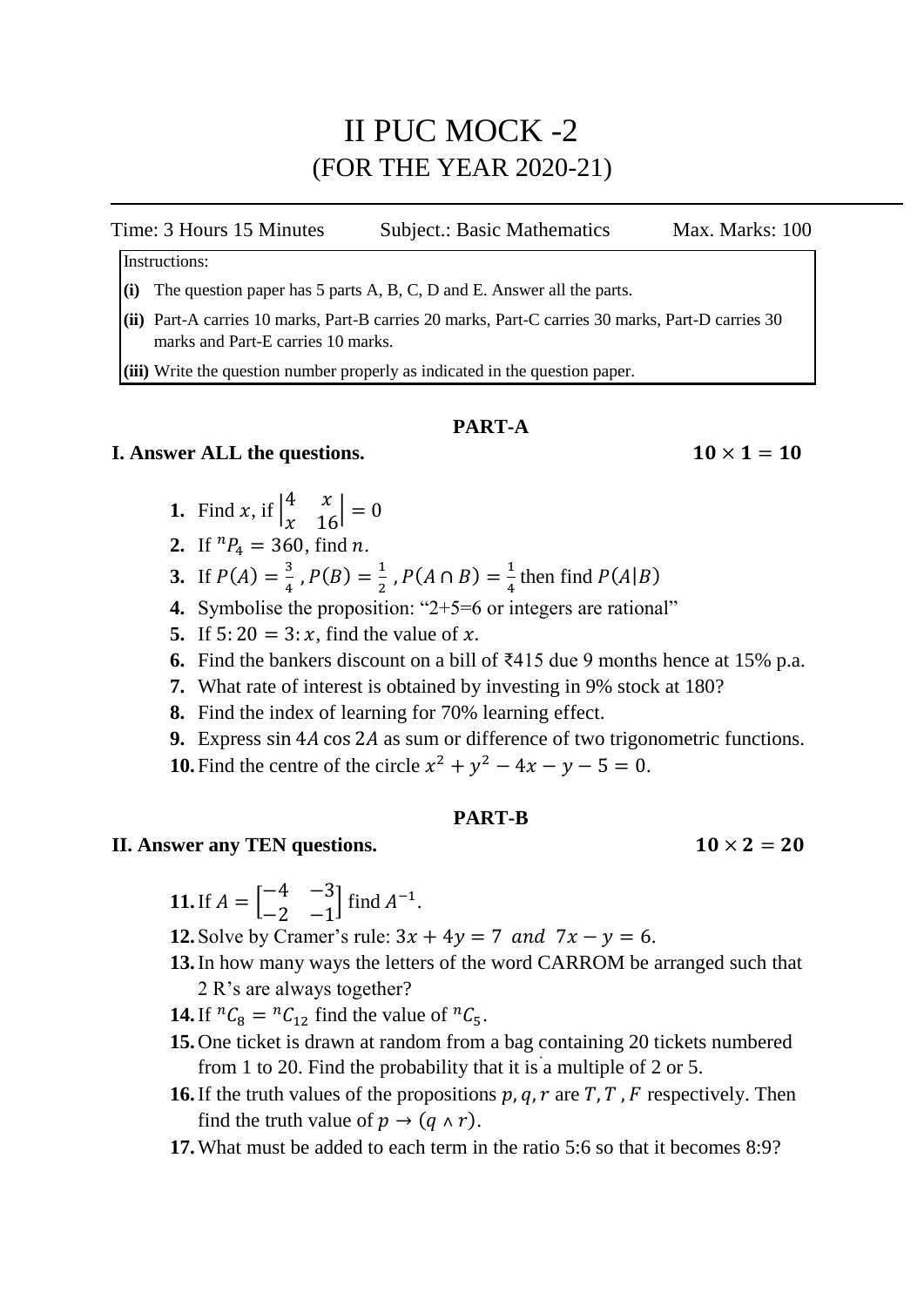# II PUC MOCK -2
## (FOR THE YEAR 2020-21)

Time: 3 Hours 15 Minutes        Subject.: Basic Mathematics        Max. Marks: 100

Instructions:

**(i)** The question paper has 5 parts A, B, C, D and E. Answer all the parts.

**(ii)** Part-A carries 10 marks, Part-B carries 20 marks, Part-C carries 30 marks, Part-D carries 30 marks and Part-E carries 10 marks.

**(iii)** Write the question number properly as indicated in the question paper.

## PART-A

**I. Answer ALL the questions.** $\mathbf{10 \times 1 = 10}$

1. Find $x$, if $\begin{vmatrix} 4 & x \\ x & 16 \end{vmatrix} = 0$
2. If ${}^{n}P_{4} = 360$, find $n$.
3. If $P(A) = \frac{3}{4}$ , $P(B) = \frac{1}{2}$ , $P(A \cap B) = \frac{1}{4}$ then find $P(A|B)$
4. Symbolise the proposition: "2+5=6 or integers are rational"
5. If $5:20 = 3:x$, find the value of $x$.
6. Find the bankers discount on a bill of ₹415 due 9 months hence at 15% p.a.
7. What rate of interest is obtained by investing in 9% stock at 180?
8. Find the index of learning for 70% learning effect.
9. Express $\sin 4A \cos 2A$ as sum or difference of two trigonometric functions.
10. Find the centre of the circle $x^2 + y^2 - 4x - y - 5 = 0$.

## PART-B

**II. Answer any TEN questions.** $\mathbf{10 \times 2 = 20}$

11. If $A = \begin{bmatrix} -4 & -3 \\ -2 & -1 \end{bmatrix}$ find $A^{-1}$.
12. Solve by Cramer's rule: $3x + 4y = 7$ $and$ $7x - y = 6$.
13. In how many ways the letters of the word CARROM be arranged such that 2 R's are always together?
14. If ${}^{n}C_{8} = {}^{n}C_{12}$ find the value of ${}^{n}C_{5}$.
15. One ticket is drawn at random from a bag containing 20 tickets numbered from 1 to 20. Find the probability that it is a multiple of 2 or 5.
16. If the truth values of the propositions $p, q, r$ are $T, T, F$ respectively. Then find the truth value of $p \rightarrow (q \wedge r)$.
17. What must be added to each term in the ratio 5:6 so that it becomes 8:9?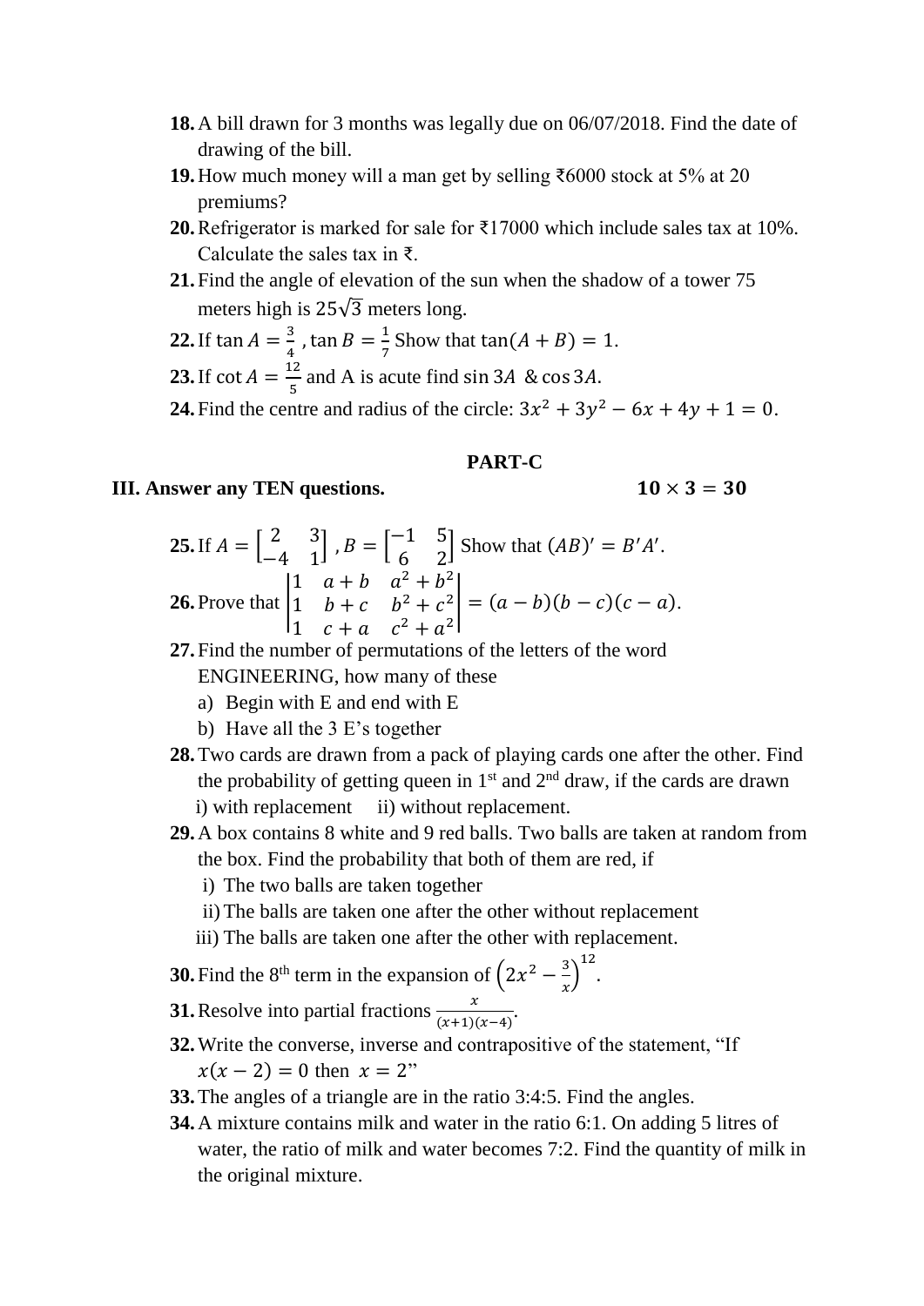18. A bill drawn for 3 months was legally due on 06/07/2018. Find the date of drawing of the bill.
19. How much money will a man get by selling ₹6000 stock at 5% at 20 premiums?
20. Refrigerator is marked for sale for ₹17000 which include sales tax at 10%. Calculate the sales tax in ₹.
21. Find the angle of elevation of the sun when the shadow of a tower 75 meters high is $25\sqrt{3}$ meters long.
22. If $\tan A = \frac{3}{4}$ , $\tan B = \frac{1}{7}$ Show that $\tan(A + B) = 1$.
23. If $\cot A = \frac{12}{5}$ and A is acute find $\sin 3A$ & $\cos 3A$.
24. Find the centre and radius of the circle: $3x^2 + 3y^2 - 6x + 4y + 1 = 0$.

## PART-C

**III. Answer any TEN questions.** $\mathbf{10 \times 3 = 30}$

25. If $A = \begin{bmatrix} 2 & 3 \\ -4 & 1 \end{bmatrix}$ , $B = \begin{bmatrix} -1 & 5 \\ 6 & 2 \end{bmatrix}$ Show that $(AB)' = B'A'$.
26. Prove that $\begin{vmatrix} 1 & a+b & a^2+b^2 \\ 1 & b+c & b^2+c^2 \\ 1 & c+a & c^2+a^2 \end{vmatrix} = (a-b)(b-c)(c-a)$.
27. Find the number of permutations of the letters of the word ENGINEERING, how many of these
    a) Begin with E and end with E
    b) Have all the 3 E's together
28. Two cards are drawn from a pack of playing cards one after the other. Find the probability of getting queen in 1st and 2nd draw, if the cards are drawn
    i) with replacement ii) without replacement.
29. A box contains 8 white and 9 red balls. Two balls are taken at random from the box. Find the probability that both of them are red, if
    i) The two balls are taken together
    ii) The balls are taken one after the other without replacement
    iii) The balls are taken one after the other with replacement.
30. Find the 8th term in the expansion of $\left(2x^2 - \frac{3}{x}\right)^{12}$.
31. Resolve into partial fractions $\frac{x}{(x+1)(x-4)}$.
32. Write the converse, inverse and contrapositive of the statement, "If $x(x-2) = 0$ then $x = 2$"
33. The angles of a triangle are in the ratio 3:4:5. Find the angles.
34. A mixture contains milk and water in the ratio 6:1. On adding 5 litres of water, the ratio of milk and water becomes 7:2. Find the quantity of milk in the original mixture.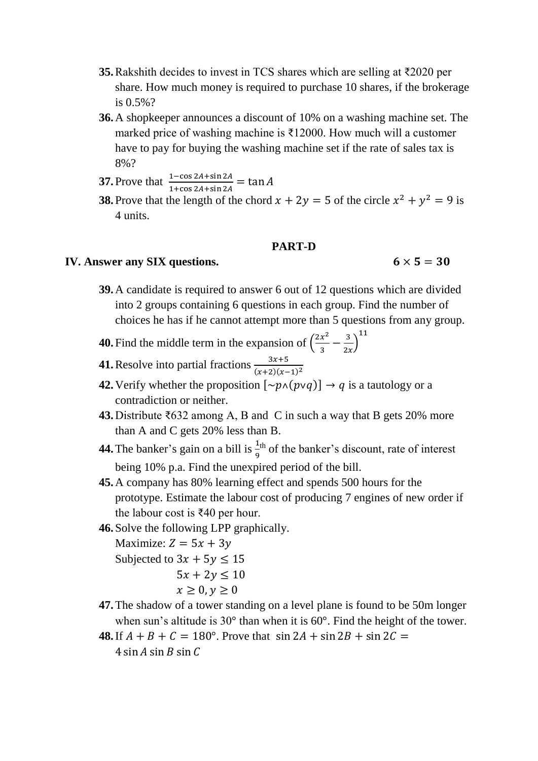35. Rakshith decides to invest in TCS shares which are selling at ₹2020 per share. How much money is required to purchase 10 shares, if the brokerage is 0.5%?

36. A shopkeeper announces a discount of 10% on a washing machine set. The marked price of washing machine is ₹12000. How much will a customer have to pay for buying the washing machine set if the rate of sales tax is 8%?

37. Prove that $\frac{1-\cos 2A+\sin 2A}{1+\cos 2A+\sin 2A} = \tan A$

38. Prove that the length of the chord $x + 2y = 5$ of the circle $x^2 + y^2 = 9$ is 4 units.

## PART-D

**IV. Answer any SIX questions.** $\mathbf{6 \times 5 = 30}$

39. A candidate is required to answer 6 out of 12 questions which are divided into 2 groups containing 6 questions in each group. Find the number of choices he has if he cannot attempt more than 5 questions from any group.

40. Find the middle term in the expansion of $\left(\frac{2x^2}{3} - \frac{3}{2x}\right)^{11}$

41. Resolve into partial fractions $\frac{3x+5}{(x+2)(x-1)^2}$

42. Verify whether the proposition $[\sim p \wedge (p \vee q)] \rightarrow q$ is a tautology or a contradiction or neither.

43. Distribute ₹632 among A, B and C in such a way that B gets 20% more than A and C gets 20% less than B.

44. The banker's gain on a bill is $\frac{1}{9}^{\text{th}}$ of the banker's discount, rate of interest being 10% p.a. Find the unexpired period of the bill.

45. A company has 80% learning effect and spends 500 hours for the prototype. Estimate the labour cost of producing 7 engines of new order if the labour cost is ₹40 per hour.

46. Solve the following LPP graphically.

    Maximize: $Z = 5x + 3y$

    Subjected to $3x + 5y \leq 15$

    $5x + 2y \leq 10$

    $x \geq 0, y \geq 0$

47. The shadow of a tower standing on a level plane is found to be 50m longer when sun's altitude is 30° than when it is 60°. Find the height of the tower.

48. If $A + B + C = 180°$. Prove that $\sin 2A + \sin 2B + \sin 2C = 4 \sin A \sin B \sin C$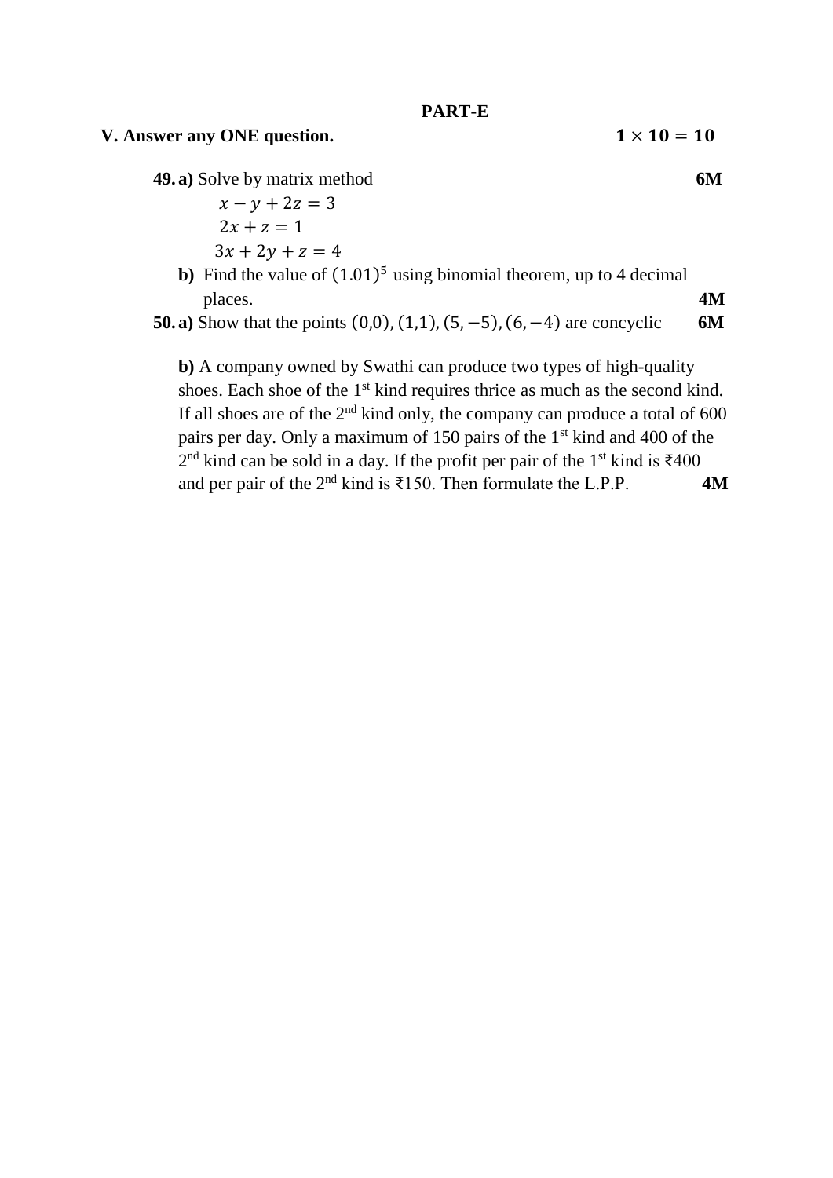## PART-E

**V. Answer any ONE question.** $\mathbf{1 \times 10 = 10}$

**49. a)** Solve by matrix method **6M**

$$x - y + 2z = 3$$
$$2x + z = 1$$
$$3x + 2y + z = 4$$

**b)** Find the value of $(1.01)^5$ using binomial theorem, up to 4 decimal places. **4M**

**50. a)** Show that the points $(0,0), (1,1), (5,-5), (6,-4)$ are concyclic **6M**

**b)** A company owned by Swathi can produce two types of high-quality shoes. Each shoe of the 1st kind requires thrice as much as the second kind. If all shoes are of the 2nd kind only, the company can produce a total of 600 pairs per day. Only a maximum of 150 pairs of the 1st kind and 400 of the 2nd kind can be sold in a day. If the profit per pair of the 1st kind is ₹400 and per pair of the 2nd kind is ₹150. Then formulate the L.P.P. **4M**